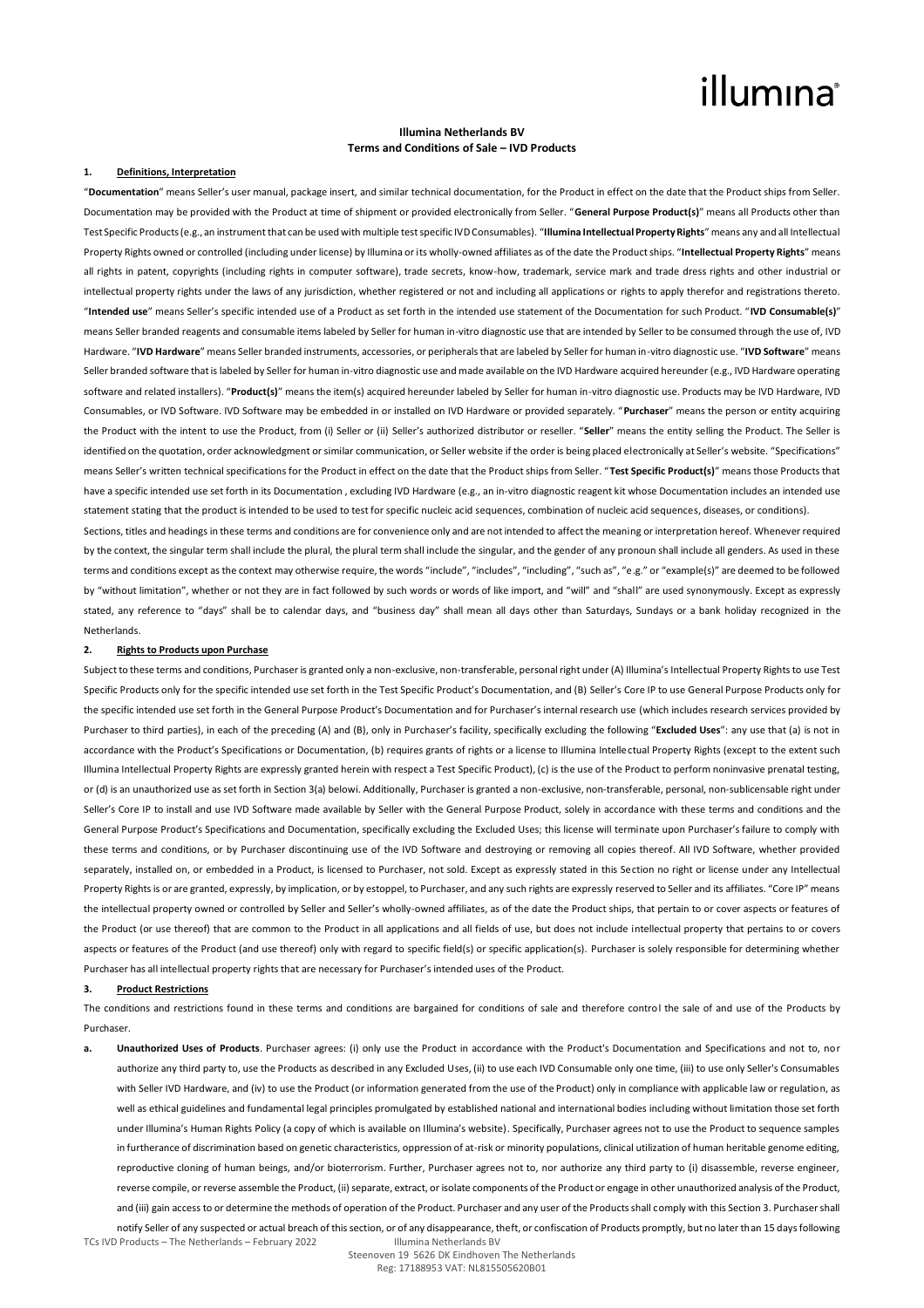**Illumina Netherlands BV**
**Terms and Conditions of Sale – IVD Products**

**1. Definitions, Interpretation**

"**Documentation**" means Seller's user manual, package insert, and similar technical documentation, for the Product in effect on the date that the Product ships from Seller. Documentation may be provided with the Product at time of shipment or provided electronically from Seller. "**General Purpose Product(s)**" means all Products other than Test Specific Products (e.g., an instrument that can be used with multiple test specific IVD Consumables). "**Illumina Intellectual Property Rights**" means any and all Intellectual Property Rights owned or controlled (including under license) by Illumina or its wholly-owned affiliates as of the date the Product ships. "**Intellectual Property Rights**" means all rights in patent, copyrights (including rights in computer software), trade secrets, know-how, trademark, service mark and trade dress rights and other industrial or intellectual property rights under the laws of any jurisdiction, whether registered or not and including all applications or rights to apply therefor and registrations thereto. "**Intended use**" means Seller's specific intended use of a Product as set forth in the intended use statement of the Documentation for such Product. "**IVD Consumable(s)**" means Seller branded reagents and consumable items labeled by Seller for human in-vitro diagnostic use that are intended by Seller to be consumed through the use of, IVD Hardware. "**IVD Hardware**" means Seller branded instruments, accessories, or peripherals that are labeled by Seller for human in-vitro diagnostic use. "**IVD Software**" means Seller branded software that is labeled by Seller for human in-vitro diagnostic use and made available on the IVD Hardware acquired hereunder (e.g., IVD Hardware operating software and related installers). "**Product(s)**" means the item(s) acquired hereunder labeled by Seller for human in-vitro diagnostic use. Products may be IVD Hardware, IVD Consumables, or IVD Software. IVD Software may be embedded in or installed on IVD Hardware or provided separately. "**Purchaser**" means the person or entity acquiring the Product with the intent to use the Product, from (i) Seller or (ii) Seller's authorized distributor or reseller. "**Seller**" means the entity selling the Product. The Seller is identified on the quotation, order acknowledgment or similar communication, or Seller website if the order is being placed electronically at Seller's website. "Specifications" means Seller's written technical specifications for the Product in effect on the date that the Product ships from Seller. "**Test Specific Product(s)**" means those Products that have a specific intended use set forth in its Documentation , excluding IVD Hardware (e.g., an in-vitro diagnostic reagent kit whose Documentation includes an intended use statement stating that the product is intended to be used to test for specific nucleic acid sequences, combination of nucleic acid sequences, diseases, or conditions).

Sections, titles and headings in these terms and conditions are for convenience only and are not intended to affect the meaning or interpretation hereof. Whenever required by the context, the singular term shall include the plural, the plural term shall include the singular, and the gender of any pronoun shall include all genders. As used in these terms and conditions except as the context may otherwise require, the words "include", "includes", "including", "such as", "e.g." or "example(s)" are deemed to be followed by "without limitation", whether or not they are in fact followed by such words or words of like import, and "will" and "shall" are used synonymously. Except as expressly stated, any reference to "days" shall be to calendar days, and "business day" shall mean all days other than Saturdays, Sundays or a bank holiday recognized in the Netherlands.

**2. Rights to Products upon Purchase**

Subject to these terms and conditions, Purchaser is granted only a non-exclusive, non-transferable, personal right under (A) Illumina's Intellectual Property Rights to use Test Specific Products only for the specific intended use set forth in the Test Specific Product's Documentation, and (B) Seller's Core IP to use General Purpose Products only for the specific intended use set forth in the General Purpose Product's Documentation and for Purchaser's internal research use (which includes research services provided by Purchaser to third parties), in each of the preceding (A) and (B), only in Purchaser's facility, specifically excluding the following "**Excluded Uses**": any use that (a) is not in accordance with the Product's Specifications or Documentation, (b) requires grants of rights or a license to Illumina Intellectual Property Rights (except to the extent such Illumina Intellectual Property Rights are expressly granted herein with respect a Test Specific Product), (c) is the use of the Product to perform noninvasive prenatal testing, or (d) is an unauthorized use as set forth in Section 3(a) belowi. Additionally, Purchaser is granted a non-exclusive, non-transferable, personal, non-sublicensable right under Seller's Core IP to install and use IVD Software made available by Seller with the General Purpose Product, solely in accordance with these terms and conditions and the General Purpose Product's Specifications and Documentation, specifically excluding the Excluded Uses; this license will terminate upon Purchaser's failure to comply with these terms and conditions, or by Purchaser discontinuing use of the IVD Software and destroying or removing all copies thereof. All IVD Software, whether provided separately, installed on, or embedded in a Product, is licensed to Purchaser, not sold. Except as expressly stated in this Section no right or license under any Intellectual Property Rights is or are granted, expressly, by implication, or by estoppel, to Purchaser, and any such rights are expressly reserved to Seller and its affiliates. "Core IP" means the intellectual property owned or controlled by Seller and Seller's wholly-owned affiliates, as of the date the Product ships, that pertain to or cover aspects or features of the Product (or use thereof) that are common to the Product in all applications and all fields of use, but does not include intellectual property that pertains to or covers aspects or features of the Product (and use thereof) only with regard to specific field(s) or specific application(s). Purchaser is solely responsible for determining whether Purchaser has all intellectual property rights that are necessary for Purchaser's intended uses of the Product.

**3. Product Restrictions**

The conditions and restrictions found in these terms and conditions are bargained for conditions of sale and therefore control the sale of and use of the Products by Purchaser.

**a. Unauthorized Uses of Products**. Purchaser agrees: (i) only use the Product in accordance with the Product's Documentation and Specifications and not to, nor authorize any third party to, use the Products as described in any Excluded Uses, (ii) to use each IVD Consumable only one time, (iii) to use only Seller's Consumables with Seller IVD Hardware, and (iv) to use the Product (or information generated from the use of the Product) only in compliance with applicable law or regulation, as well as ethical guidelines and fundamental legal principles promulgated by established national and international bodies including without limitation those set forth under Illumina's Human Rights Policy (a copy of which is available on Illumina's website). Specifically, Purchaser agrees not to use the Product to sequence samples in furtherance of discrimination based on genetic characteristics, oppression of at-risk or minority populations, clinical utilization of human heritable genome editing, reproductive cloning of human beings, and/or bioterrorism. Further, Purchaser agrees not to, nor authorize any third party to (i) disassemble, reverse engineer, reverse compile, or reverse assemble the Product, (ii) separate, extract, or isolate components of the Product or engage in other unauthorized analysis of the Product, and (iii) gain access to or determine the methods of operation of the Product. Purchaser and any user of the Products shall comply with this Section 3. Purchaser shall notify Seller of any suspected or actual breach of this section, or of any disappearance, theft, or confiscation of Products promptly, but no later than 15 days following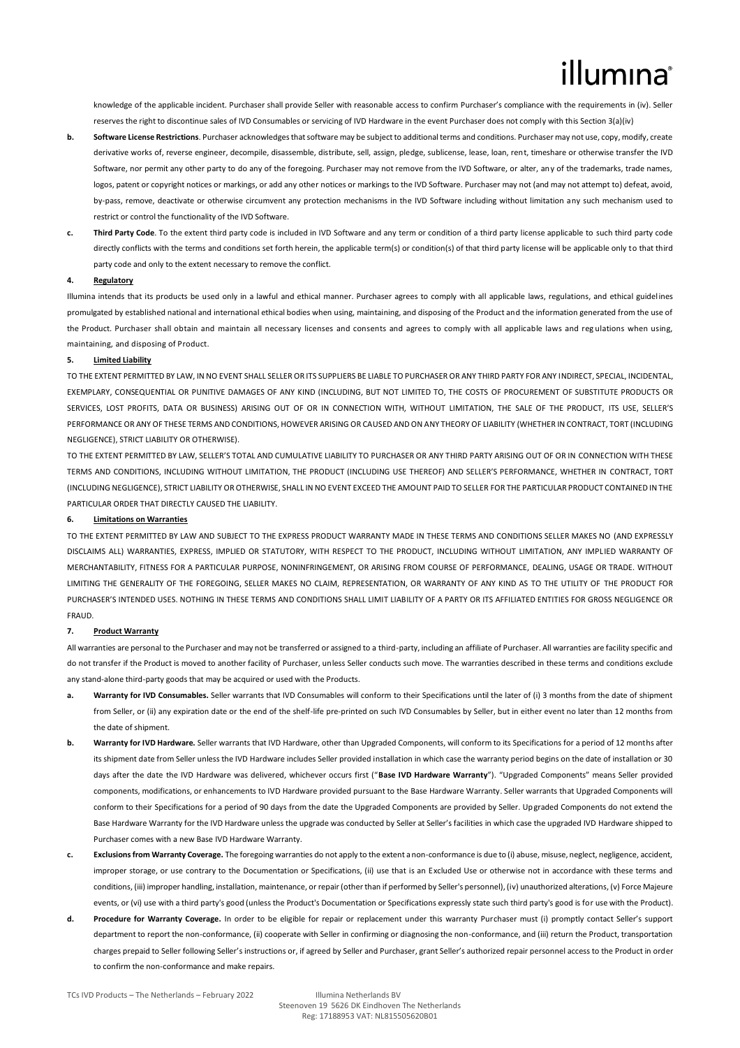knowledge of the applicable incident. Purchaser shall provide Seller with reasonable access to confirm Purchaser's compliance with the requirements in (iv). Seller reserves the right to discontinue sales of IVD Consumables or servicing of IVD Hardware in the event Purchaser does not comply with this Section 3(a)(iv)

**b. Software License Restrictions**. Purchaser acknowledges that software may be subject to additional terms and conditions. Purchaser may not use, copy, modify, create derivative works of, reverse engineer, decompile, disassemble, distribute, sell, assign, pledge, sublicense, lease, loan, rent, timeshare or otherwise transfer the IVD Software, nor permit any other party to do any of the foregoing. Purchaser may not remove from the IVD Software, or alter, any of the trademarks, trade names, logos, patent or copyright notices or markings, or add any other notices or markings to the IVD Software. Purchaser may not (and may not attempt to) defeat, avoid, by-pass, remove, deactivate or otherwise circumvent any protection mechanisms in the IVD Software including without limitation any such mechanism used to restrict or control the functionality of the IVD Software.

**c. Third Party Code**. To the extent third party code is included in IVD Software and any term or condition of a third party license applicable to such third party code directly conflicts with the terms and conditions set forth herein, the applicable term(s) or condition(s) of that third party license will be applicable only to that third party code and only to the extent necessary to remove the conflict.

**4. Regulatory**

Illumina intends that its products be used only in a lawful and ethical manner. Purchaser agrees to comply with all applicable laws, regulations, and ethical guidelines promulgated by established national and international ethical bodies when using, maintaining, and disposing of the Product and the information generated from the use of the Product. Purchaser shall obtain and maintain all necessary licenses and consents and agrees to comply with all applicable laws and regulations when using, maintaining, and disposing of Product.

**5. Limited Liability**

TO THE EXTENT PERMITTED BY LAW, IN NO EVENT SHALL SELLER OR ITS SUPPLIERS BE LIABLE TO PURCHASER OR ANY THIRD PARTY FOR ANY INDIRECT, SPECIAL, INCIDENTAL, EXEMPLARY, CONSEQUENTIAL OR PUNITIVE DAMAGES OF ANY KIND (INCLUDING, BUT NOT LIMITED TO, THE COSTS OF PROCUREMENT OF SUBSTITUTE PRODUCTS OR SERVICES, LOST PROFITS, DATA OR BUSINESS) ARISING OUT OF OR IN CONNECTION WITH, WITHOUT LIMITATION, THE SALE OF THE PRODUCT, ITS USE, SELLER'S PERFORMANCE OR ANY OF THESE TERMS AND CONDITIONS, HOWEVER ARISING OR CAUSED AND ON ANY THEORY OF LIABILITY (WHETHER IN CONTRACT, TORT (INCLUDING NEGLIGENCE), STRICT LIABILITY OR OTHERWISE).

TO THE EXTENT PERMITTED BY LAW, SELLER'S TOTAL AND CUMULATIVE LIABILITY TO PURCHASER OR ANY THIRD PARTY ARISING OUT OF OR IN CONNECTION WITH THESE TERMS AND CONDITIONS, INCLUDING WITHOUT LIMITATION, THE PRODUCT (INCLUDING USE THEREOF) AND SELLER'S PERFORMANCE, WHETHER IN CONTRACT, TORT (INCLUDING NEGLIGENCE), STRICT LIABILITY OR OTHERWISE, SHALL IN NO EVENT EXCEED THE AMOUNT PAID TO SELLER FOR THE PARTICULAR PRODUCT CONTAINED IN THE PARTICULAR ORDER THAT DIRECTLY CAUSED THE LIABILITY.

**6. Limitations on Warranties**

TO THE EXTENT PERMITTED BY LAW AND SUBJECT TO THE EXPRESS PRODUCT WARRANTY MADE IN THESE TERMS AND CONDITIONS SELLER MAKES NO (AND EXPRESSLY DISCLAIMS ALL) WARRANTIES, EXPRESS, IMPLIED OR STATUTORY, WITH RESPECT TO THE PRODUCT, INCLUDING WITHOUT LIMITATION, ANY IMPLIED WARRANTY OF MERCHANTABILITY, FITNESS FOR A PARTICULAR PURPOSE, NONINFRINGEMENT, OR ARISING FROM COURSE OF PERFORMANCE, DEALING, USAGE OR TRADE. WITHOUT LIMITING THE GENERALITY OF THE FOREGOING, SELLER MAKES NO CLAIM, REPRESENTATION, OR WARRANTY OF ANY KIND AS TO THE UTILITY OF THE PRODUCT FOR PURCHASER'S INTENDED USES. NOTHING IN THESE TERMS AND CONDITIONS SHALL LIMIT LIABILITY OF A PARTY OR ITS AFFILIATED ENTITIES FOR GROSS NEGLIGENCE OR FRAUD.

**7. Product Warranty**

All warranties are personal to the Purchaser and may not be transferred or assigned to a third-party, including an affiliate of Purchaser. All warranties are facility specific and do not transfer if the Product is moved to another facility of Purchaser, unless Seller conducts such move. The warranties described in these terms and conditions exclude any stand-alone third-party goods that may be acquired or used with the Products.

**a. Warranty for IVD Consumables.** Seller warrants that IVD Consumables will conform to their Specifications until the later of (i) 3 months from the date of shipment from Seller, or (ii) any expiration date or the end of the shelf-life pre-printed on such IVD Consumables by Seller, but in either event no later than 12 months from the date of shipment.

**b. Warranty for IVD Hardware.** Seller warrants that IVD Hardware, other than Upgraded Components, will conform to its Specifications for a period of 12 months after its shipment date from Seller unless the IVD Hardware includes Seller provided installation in which case the warranty period begins on the date of installation or 30 days after the date the IVD Hardware was delivered, whichever occurs first ("**Base IVD Hardware Warranty**"). "Upgraded Components" means Seller provided components, modifications, or enhancements to IVD Hardware provided pursuant to the Base Hardware Warranty. Seller warrants that Upgraded Components will conform to their Specifications for a period of 90 days from the date the Upgraded Components are provided by Seller. Upgraded Components do not extend the Base Hardware Warranty for the IVD Hardware unless the upgrade was conducted by Seller at Seller's facilities in which case the upgraded IVD Hardware shipped to Purchaser comes with a new Base IVD Hardware Warranty.

**c. Exclusions from Warranty Coverage.** The foregoing warranties do not apply to the extent a non-conformance is due to (i) abuse, misuse, neglect, negligence, accident, improper storage, or use contrary to the Documentation or Specifications, (ii) use that is an Excluded Use or otherwise not in accordance with these terms and conditions, (iii) improper handling, installation, maintenance, or repair (other than if performed by Seller's personnel), (iv) unauthorized alterations, (v) Force Majeure events, or (vi) use with a third party's good (unless the Product's Documentation or Specifications expressly state such third party's good is for use with the Product).

**d. Procedure for Warranty Coverage.** In order to be eligible for repair or replacement under this warranty Purchaser must (i) promptly contact Seller's support department to report the non-conformance, (ii) cooperate with Seller in confirming or diagnosing the non-conformance, and (iii) return the Product, transportation charges prepaid to Seller following Seller's instructions or, if agreed by Seller and Purchaser, grant Seller's authorized repair personnel access to the Product in order to confirm the non-conformance and make repairs.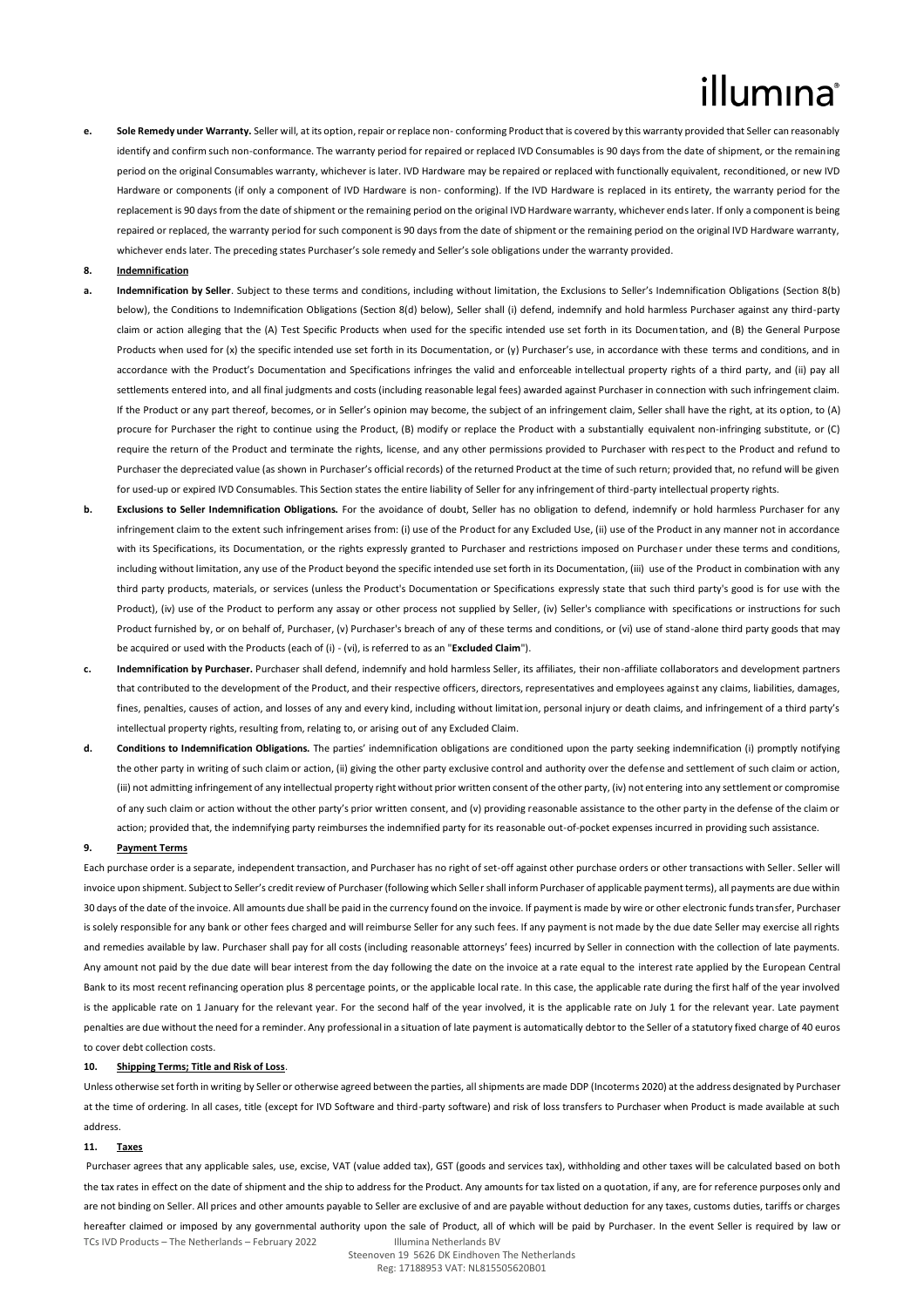**e. Sole Remedy under Warranty.** Seller will, at its option, repair or replace non- conforming Product that is covered by this warranty provided that Seller can reasonably identify and confirm such non-conformance. The warranty period for repaired or replaced IVD Consumables is 90 days from the date of shipment, or the remaining period on the original Consumables warranty, whichever is later. IVD Hardware may be repaired or replaced with functionally equivalent, reconditioned, or new IVD Hardware or components (if only a component of IVD Hardware is non- conforming). If the IVD Hardware is replaced in its entirety, the warranty period for the replacement is 90 days from the date of shipment or the remaining period on the original IVD Hardware warranty, whichever ends later. If only a component is being repaired or replaced, the warranty period for such component is 90 days from the date of shipment or the remaining period on the original IVD Hardware warranty, whichever ends later. The preceding states Purchaser's sole remedy and Seller's sole obligations under the warranty provided.

## 8. Indemnification

**a. Indemnification by Seller**. Subject to these terms and conditions, including without limitation, the Exclusions to Seller's Indemnification Obligations (Section 8(b) below), the Conditions to Indemnification Obligations (Section 8(d) below), Seller shall (i) defend, indemnify and hold harmless Purchaser against any third-party claim or action alleging that the (A) Test Specific Products when used for the specific intended use set forth in its Documentation, and (B) the General Purpose Products when used for (x) the specific intended use set forth in its Documentation, or (y) Purchaser's use, in accordance with these terms and conditions, and in accordance with the Product's Documentation and Specifications infringes the valid and enforceable intellectual property rights of a third party, and (ii) pay all settlements entered into, and all final judgments and costs (including reasonable legal fees) awarded against Purchaser in connection with such infringement claim. If the Product or any part thereof, becomes, or in Seller's opinion may become, the subject of an infringement claim, Seller shall have the right, at its option, to (A) procure for Purchaser the right to continue using the Product, (B) modify or replace the Product with a substantially equivalent non-infringing substitute, or (C) require the return of the Product and terminate the rights, license, and any other permissions provided to Purchaser with respect to the Product and refund to Purchaser the depreciated value (as shown in Purchaser's official records) of the returned Product at the time of such return; provided that, no refund will be given for used-up or expired IVD Consumables. This Section states the entire liability of Seller for any infringement of third-party intellectual property rights.

**b. Exclusions to Seller Indemnification Obligations.** For the avoidance of doubt, Seller has no obligation to defend, indemnify or hold harmless Purchaser for any infringement claim to the extent such infringement arises from: (i) use of the Product for any Excluded Use, (ii) use of the Product in any manner not in accordance with its Specifications, its Documentation, or the rights expressly granted to Purchaser and restrictions imposed on Purchaser under these terms and conditions, including without limitation, any use of the Product beyond the specific intended use set forth in its Documentation, (iii) use of the Product in combination with any third party products, materials, or services (unless the Product's Documentation or Specifications expressly state that such third party's good is for use with the Product), (iv) use of the Product to perform any assay or other process not supplied by Seller, (iv) Seller's compliance with specifications or instructions for such Product furnished by, or on behalf of, Purchaser, (v) Purchaser's breach of any of these terms and conditions, or (vi) use of stand-alone third party goods that may be acquired or used with the Products (each of (i) - (vi), is referred to as an "**Excluded Claim**").

**c. Indemnification by Purchaser.** Purchaser shall defend, indemnify and hold harmless Seller, its affiliates, their non-affiliate collaborators and development partners that contributed to the development of the Product, and their respective officers, directors, representatives and employees against any claims, liabilities, damages, fines, penalties, causes of action, and losses of any and every kind, including without limitation, personal injury or death claims, and infringement of a third party's intellectual property rights, resulting from, relating to, or arising out of any Excluded Claim.

**d. Conditions to Indemnification Obligations.** The parties' indemnification obligations are conditioned upon the party seeking indemnification (i) promptly notifying the other party in writing of such claim or action, (ii) giving the other party exclusive control and authority over the defense and settlement of such claim or action, (iii) not admitting infringement of any intellectual property right without prior written consent of the other party, (iv) not entering into any settlement or compromise of any such claim or action without the other party's prior written consent, and (v) providing reasonable assistance to the other party in the defense of the claim or action; provided that, the indemnifying party reimburses the indemnified party for its reasonable out-of-pocket expenses incurred in providing such assistance.

## 9. Payment Terms

Each purchase order is a separate, independent transaction, and Purchaser has no right of set-off against other purchase orders or other transactions with Seller. Seller will invoice upon shipment. Subject to Seller's credit review of Purchaser (following which Seller shall inform Purchaser of applicable payment terms), all payments are due within 30 days of the date of the invoice. All amounts due shall be paid in the currency found on the invoice. If payment is made by wire or other electronic funds transfer, Purchaser is solely responsible for any bank or other fees charged and will reimburse Seller for any such fees. If any payment is not made by the due date Seller may exercise all rights and remedies available by law. Purchaser shall pay for all costs (including reasonable attorneys' fees) incurred by Seller in connection with the collection of late payments. Any amount not paid by the due date will bear interest from the day following the date on the invoice at a rate equal to the interest rate applied by the European Central Bank to its most recent refinancing operation plus 8 percentage points, or the applicable local rate. In this case, the applicable rate during the first half of the year involved is the applicable rate on 1 January for the relevant year. For the second half of the year involved, it is the applicable rate on July 1 for the relevant year. Late payment penalties are due without the need for a reminder. Any professional in a situation of late payment is automatically debtor to the Seller of a statutory fixed charge of 40 euros to cover debt collection costs.

## 10. Shipping Terms; Title and Risk of Loss.

Unless otherwise set forth in writing by Seller or otherwise agreed between the parties, all shipments are made DDP (Incoterms 2020) at the address designated by Purchaser at the time of ordering. In all cases, title (except for IVD Software and third-party software) and risk of loss transfers to Purchaser when Product is made available at such address.

## 11. Taxes

Purchaser agrees that any applicable sales, use, excise, VAT (value added tax), GST (goods and services tax), withholding and other taxes will be calculated based on both the tax rates in effect on the date of shipment and the ship to address for the Product. Any amounts for tax listed on a quotation, if any, are for reference purposes only and are not binding on Seller. All prices and other amounts payable to Seller are exclusive of and are payable without deduction for any taxes, customs duties, tariffs or charges hereafter claimed or imposed by any governmental authority upon the sale of Product, all of which will be paid by Purchaser. In the event Seller is required by law or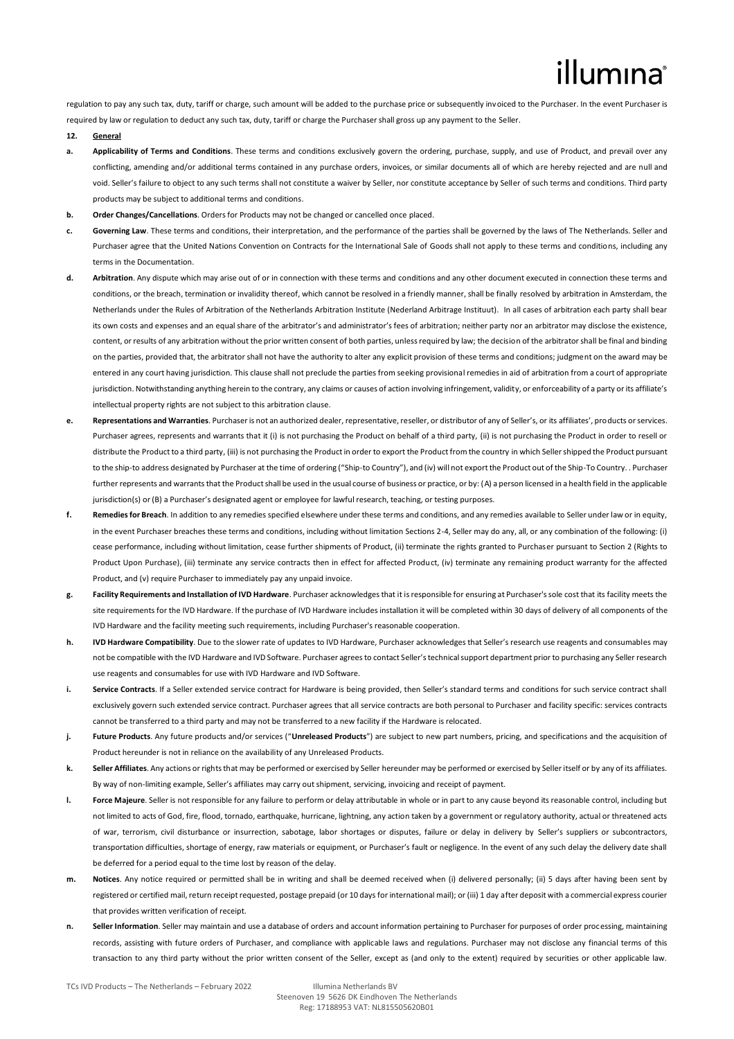regulation to pay any such tax, duty, tariff or charge, such amount will be added to the purchase price or subsequently invoiced to the Purchaser. In the event Purchaser is required by law or regulation to deduct any such tax, duty, tariff or charge the Purchaser shall gross up any payment to the Seller.

**12. General**

**a. Applicability of Terms and Conditions**. These terms and conditions exclusively govern the ordering, purchase, supply, and use of Product, and prevail over any conflicting, amending and/or additional terms contained in any purchase orders, invoices, or similar documents all of which are hereby rejected and are null and void. Seller's failure to object to any such terms shall not constitute a waiver by Seller, nor constitute acceptance by Seller of such terms and conditions. Third party products may be subject to additional terms and conditions.

**b. Order Changes/Cancellations**. Orders for Products may not be changed or cancelled once placed.

**c. Governing Law**. These terms and conditions, their interpretation, and the performance of the parties shall be governed by the laws of The Netherlands. Seller and Purchaser agree that the United Nations Convention on Contracts for the International Sale of Goods shall not apply to these terms and conditions, including any terms in the Documentation.

**d. Arbitration**. Any dispute which may arise out of or in connection with these terms and conditions and any other document executed in connection these terms and conditions, or the breach, termination or invalidity thereof, which cannot be resolved in a friendly manner, shall be finally resolved by arbitration in Amsterdam, the Netherlands under the Rules of Arbitration of the Netherlands Arbitration Institute (Nederland Arbitrage Instituut). In all cases of arbitration each party shall bear its own costs and expenses and an equal share of the arbitrator's and administrator's fees of arbitration; neither party nor an arbitrator may disclose the existence, content, or results of any arbitration without the prior written consent of both parties, unless required by law; the decision of the arbitrator shall be final and binding on the parties, provided that, the arbitrator shall not have the authority to alter any explicit provision of these terms and conditions; judgment on the award may be entered in any court having jurisdiction. This clause shall not preclude the parties from seeking provisional remedies in aid of arbitration from a court of appropriate jurisdiction. Notwithstanding anything herein to the contrary, any claims or causes of action involving infringement, validity, or enforceability of a party or its affiliate's intellectual property rights are not subject to this arbitration clause.

**e. Representations and Warranties**. Purchaser is not an authorized dealer, representative, reseller, or distributor of any of Seller's, or its affiliates', products or services. Purchaser agrees, represents and warrants that it (i) is not purchasing the Product on behalf of a third party, (ii) is not purchasing the Product in order to resell or distribute the Product to a third party, (iii) is not purchasing the Product in order to export the Product from the country in which Seller shipped the Product pursuant to the ship-to address designated by Purchaser at the time of ordering ("Ship-to Country"), and (iv) will not export the Product out of the Ship-To Country. . Purchaser further represents and warrants that the Product shall be used in the usual course of business or practice, or by: (A) a person licensed in a health field in the applicable jurisdiction(s) or (B) a Purchaser's designated agent or employee for lawful research, teaching, or testing purposes.

**f. Remedies for Breach**. In addition to any remedies specified elsewhere under these terms and conditions, and any remedies available to Seller under law or in equity, in the event Purchaser breaches these terms and conditions, including without limitation Sections 2-4, Seller may do any, all, or any combination of the following: (i) cease performance, including without limitation, cease further shipments of Product, (ii) terminate the rights granted to Purchaser pursuant to Section 2 (Rights to Product Upon Purchase), (iii) terminate any service contracts then in effect for affected Product, (iv) terminate any remaining product warranty for the affected Product, and (v) require Purchaser to immediately pay any unpaid invoice.

**g. Facility Requirements and Installation of IVD Hardware**. Purchaser acknowledges that it is responsible for ensuring at Purchaser's sole cost that its facility meets the site requirements for the IVD Hardware. If the purchase of IVD Hardware includes installation it will be completed within 30 days of delivery of all components of the IVD Hardware and the facility meeting such requirements, including Purchaser's reasonable cooperation.

**h. IVD Hardware Compatibility**. Due to the slower rate of updates to IVD Hardware, Purchaser acknowledges that Seller's research use reagents and consumables may not be compatible with the IVD Hardware and IVD Software. Purchaser agrees to contact Seller's technical support department prior to purchasing any Seller research use reagents and consumables for use with IVD Hardware and IVD Software.

**i. Service Contracts**. If a Seller extended service contract for Hardware is being provided, then Seller's standard terms and conditions for such service contract shall exclusively govern such extended service contract. Purchaser agrees that all service contracts are both personal to Purchaser and facility specific: services contracts cannot be transferred to a third party and may not be transferred to a new facility if the Hardware is relocated.

**j. Future Products**. Any future products and/or services ("**Unreleased Products**") are subject to new part numbers, pricing, and specifications and the acquisition of Product hereunder is not in reliance on the availability of any Unreleased Products.

**k. Seller Affiliates**. Any actions or rights that may be performed or exercised by Seller hereunder may be performed or exercised by Seller itself or by any of its affiliates. By way of non-limiting example, Seller's affiliates may carry out shipment, servicing, invoicing and receipt of payment.

**l. Force Majeure**. Seller is not responsible for any failure to perform or delay attributable in whole or in part to any cause beyond its reasonable control, including but not limited to acts of God, fire, flood, tornado, earthquake, hurricane, lightning, any action taken by a government or regulatory authority, actual or threatened acts of war, terrorism, civil disturbance or insurrection, sabotage, labor shortages or disputes, failure or delay in delivery by Seller's suppliers or subcontractors, transportation difficulties, shortage of energy, raw materials or equipment, or Purchaser's fault or negligence. In the event of any such delay the delivery date shall be deferred for a period equal to the time lost by reason of the delay.

**m. Notices**. Any notice required or permitted shall be in writing and shall be deemed received when (i) delivered personally; (ii) 5 days after having been sent by registered or certified mail, return receipt requested, postage prepaid (or 10 days for international mail); or (iii) 1 day after deposit with a commercial express courier that provides written verification of receipt.

**n. Seller Information**. Seller may maintain and use a database of orders and account information pertaining to Purchaser for purposes of order processing, maintaining records, assisting with future orders of Purchaser, and compliance with applicable laws and regulations. Purchaser may not disclose any financial terms of this transaction to any third party without the prior written consent of the Seller, except as (and only to the extent) required by securities or other applicable law.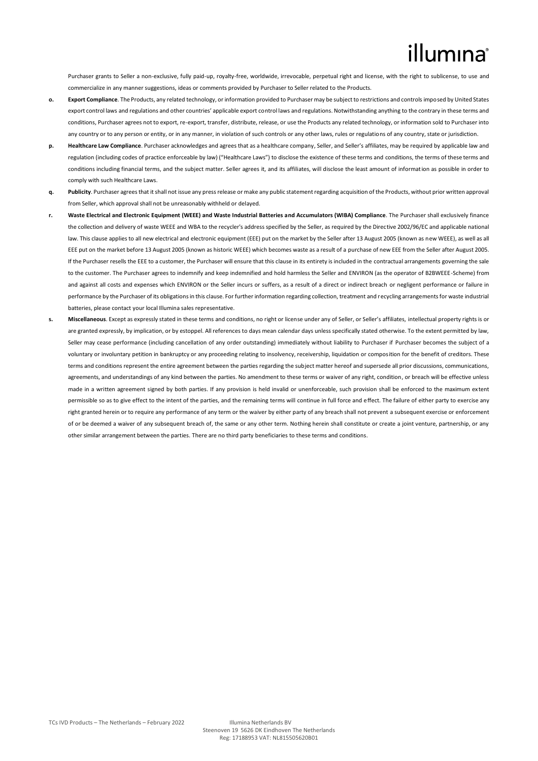Purchaser grants to Seller a non-exclusive, fully paid-up, royalty-free, worldwide, irrevocable, perpetual right and license, with the right to sublicense, to use and commercialize in any manner suggestions, ideas or comments provided by Purchaser to Seller related to the Products.

**o. Export Compliance**. The Products, any related technology, or information provided to Purchaser may be subject to restrictions and controls imposed by United States export control laws and regulations and other countries' applicable export control laws and regulations. Notwithstanding anything to the contrary in these terms and conditions, Purchaser agrees not to export, re-export, transfer, distribute, release, or use the Products any related technology, or information sold to Purchaser into any country or to any person or entity, or in any manner, in violation of such controls or any other laws, rules or regulations of any country, state or jurisdiction.

**p. Healthcare Law Compliance**. Purchaser acknowledges and agrees that as a healthcare company, Seller, and Seller's affiliates, may be required by applicable law and regulation (including codes of practice enforceable by law) ("Healthcare Laws") to disclose the existence of these terms and conditions, the terms of these terms and conditions including financial terms, and the subject matter. Seller agrees it, and its affiliates, will disclose the least amount of information as possible in order to comply with such Healthcare Laws.

**q. Publicity**. Purchaser agrees that it shall not issue any press release or make any public statement regarding acquisition of the Products, without prior written approval from Seller, which approval shall not be unreasonably withheld or delayed.

**r. Waste Electrical and Electronic Equipment (WEEE) and Waste Industrial Batteries and Accumulators (WIBA) Compliance**. The Purchaser shall exclusively finance the collection and delivery of waste WEEE and WBA to the recycler's address specified by the Seller, as required by the Directive 2002/96/EC and applicable national law. This clause applies to all new electrical and electronic equipment (EEE) put on the market by the Seller after 13 August 2005 (known as new WEEE), as well as all EEE put on the market before 13 August 2005 (known as historic WEEE) which becomes waste as a result of a purchase of new EEE from the Seller after August 2005. If the Purchaser resells the EEE to a customer, the Purchaser will ensure that this clause in its entirety is included in the contractual arrangements governing the sale to the customer. The Purchaser agrees to indemnify and keep indemnified and hold harmless the Seller and ENVIRON (as the operator of B2BWEEE-Scheme) from and against all costs and expenses which ENVIRON or the Seller incurs or suffers, as a result of a direct or indirect breach or negligent performance or failure in performance by the Purchaser of its obligations in this clause. For further information regarding collection, treatment and recycling arrangements for waste industrial batteries, please contact your local Illumina sales representative.

**s. Miscellaneous**. Except as expressly stated in these terms and conditions, no right or license under any of Seller, or Seller's affiliates, intellectual property rights is or are granted expressly, by implication, or by estoppel. All references to days mean calendar days unless specifically stated otherwise. To the extent permitted by law, Seller may cease performance (including cancellation of any order outstanding) immediately without liability to Purchaser if Purchaser becomes the subject of a voluntary or involuntary petition in bankruptcy or any proceeding relating to insolvency, receivership, liquidation or composition for the benefit of creditors. These terms and conditions represent the entire agreement between the parties regarding the subject matter hereof and supersede all prior discussions, communications, agreements, and understandings of any kind between the parties. No amendment to these terms or waiver of any right, condition, or breach will be effective unless made in a written agreement signed by both parties. If any provision is held invalid or unenforceable, such provision shall be enforced to the maximum extent permissible so as to give effect to the intent of the parties, and the remaining terms will continue in full force and effect. The failure of either party to exercise any right granted herein or to require any performance of any term or the waiver by either party of any breach shall not prevent a subsequent exercise or enforcement of or be deemed a waiver of any subsequent breach of, the same or any other term. Nothing herein shall constitute or create a joint venture, partnership, or any other similar arrangement between the parties. There are no third party beneficiaries to these terms and conditions.